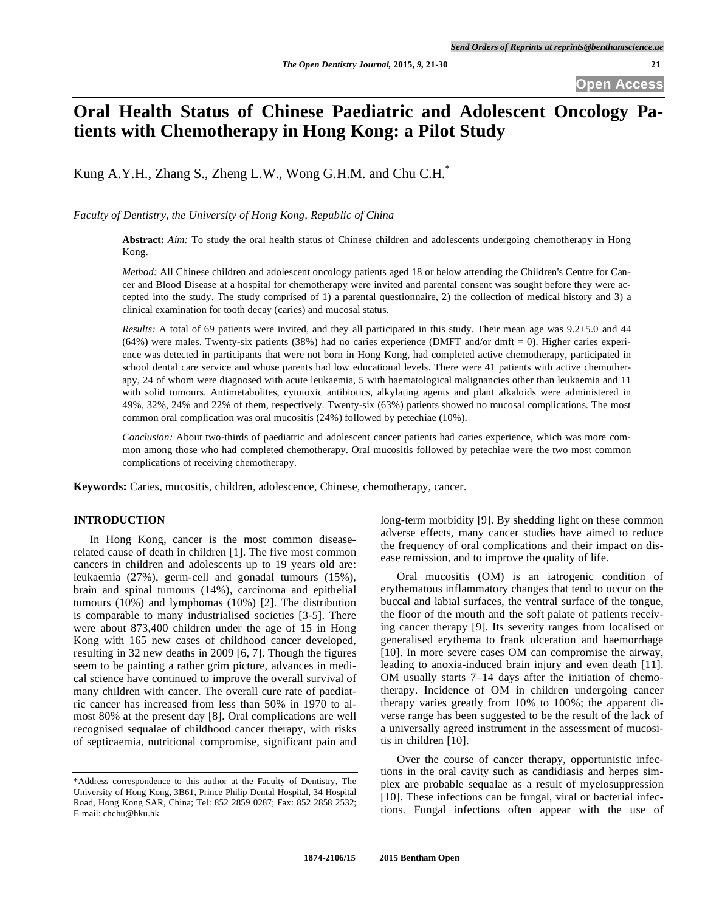# Oral Health Status of Chinese Paediatric and Adolescent Oncology Patients with Chemotherapy in Hong Kong: a Pilot Study

Kung A.Y.H., Zhang S., Zheng L.W., Wong G.H.M. and Chu C.H.*

*Faculty of Dentistry, the University of Hong Kong, Republic of China*

**Abstract:** *Aim:* To study the oral health status of Chinese children and adolescents undergoing chemotherapy in Hong Kong.

*Method:* All Chinese children and adolescent oncology patients aged 18 or below attending the Children's Centre for Cancer and Blood Disease at a hospital for chemotherapy were invited and parental consent was sought before they were accepted into the study. The study comprised of 1) a parental questionnaire, 2) the collection of medical history and 3) a clinical examination for tooth decay (caries) and mucosal status.

*Results:* A total of 69 patients were invited, and they all participated in this study. Their mean age was 9.2±5.0 and 44 (64%) were males. Twenty-six patients (38%) had no caries experience (DMFT and/or dmft = 0). Higher caries experience was detected in participants that were not born in Hong Kong, had completed active chemotherapy, participated in school dental care service and whose parents had low educational levels. There were 41 patients with active chemotherapy, 24 of whom were diagnosed with acute leukaemia, 5 with haematological malignancies other than leukaemia and 11 with solid tumours. Antimetabolites, cytotoxic antibiotics, alkylating agents and plant alkaloids were administered in 49%, 32%, 24% and 22% of them, respectively. Twenty-six (63%) patients showed no mucosal complications. The most common oral complication was oral mucositis (24%) followed by petechiae (10%).

*Conclusion:* About two-thirds of paediatric and adolescent cancer patients had caries experience, which was more common among those who had completed chemotherapy. Oral mucositis followed by petechiae were the two most common complications of receiving chemotherapy.

**Keywords:** Caries, mucositis, children, adolescence, Chinese, chemotherapy, cancer.

## INTRODUCTION

In Hong Kong, cancer is the most common disease-related cause of death in children [1]. The five most common cancers in children and adolescents up to 19 years old are: leukaemia (27%), germ-cell and gonadal tumours (15%), brain and spinal tumours (14%), carcinoma and epithelial tumours (10%) and lymphomas (10%) [2]. The distribution is comparable to many industrialised societies [3-5]. There were about 873,400 children under the age of 15 in Hong Kong with 165 new cases of childhood cancer developed, resulting in 32 new deaths in 2009 [6, 7]. Though the figures seem to be painting a rather grim picture, advances in medical science have continued to improve the overall survival of many children with cancer. The overall cure rate of paediatric cancer has increased from less than 50% in 1970 to almost 80% at the present day [8]. Oral complications are well recognised sequalae of childhood cancer therapy, with risks of septicaemia, nutritional compromise, significant pain and long-term morbidity [9]. By shedding light on these common adverse effects, many cancer studies have aimed to reduce the frequency of oral complications and their impact on disease remission, and to improve the quality of life.

Oral mucositis (OM) is an iatrogenic condition of erythematous inflammatory changes that tend to occur on the buccal and labial surfaces, the ventral surface of the tongue, the floor of the mouth and the soft palate of patients receiving cancer therapy [9]. Its severity ranges from localised or generalised erythema to frank ulceration and haemorrhage [10]. In more severe cases OM can compromise the airway, leading to anoxia-induced brain injury and even death [11]. OM usually starts 7–14 days after the initiation of chemotherapy. Incidence of OM in children undergoing cancer therapy varies greatly from 10% to 100%; the apparent diverse range has been suggested to be the result of the lack of a universally agreed instrument in the assessment of mucositis in children [10].

Over the course of cancer therapy, opportunistic infections in the oral cavity such as candidiasis and herpes simplex are probable sequalae as a result of myelosuppression [10]. These infections can be fungal, viral or bacterial infections. Fungal infections often appear with the use of

*Address correspondence to this author at the Faculty of Dentistry, The University of Hong Kong, 3B61, Prince Philip Dental Hospital, 34 Hospital Road, Hong Kong SAR, China; Tel: 852 2859 0287; Fax: 852 2858 2532; E-mail: chchu@hku.hk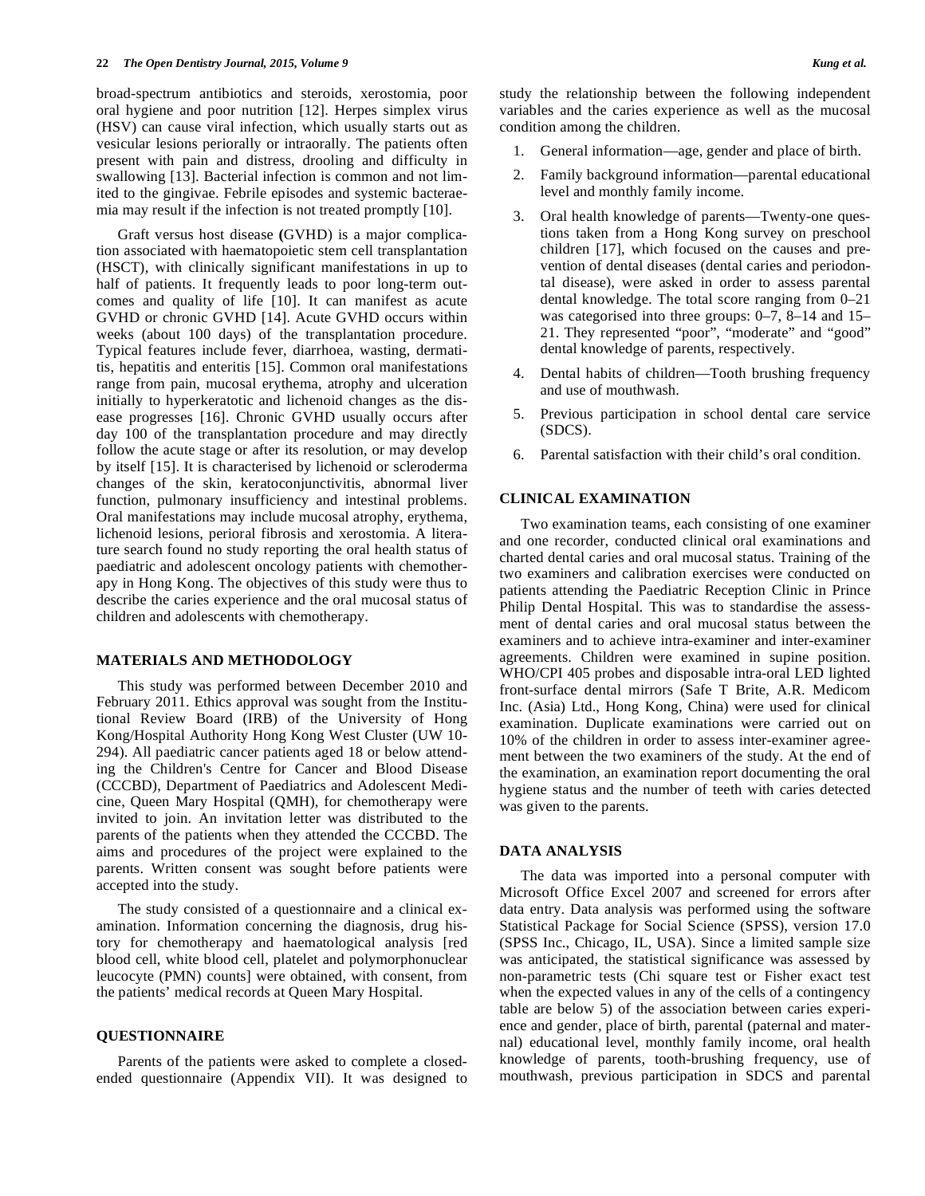broad-spectrum antibiotics and steroids, xerostomia, poor oral hygiene and poor nutrition [12]. Herpes simplex virus (HSV) can cause viral infection, which usually starts out as vesicular lesions periorally or intraorally. The patients often present with pain and distress, drooling and difficulty in swallowing [13]. Bacterial infection is common and not limited to the gingivae. Febrile episodes and systemic bacteraemia may result if the infection is not treated promptly [10].

Graft versus host disease **(**GVHD) is a major complication associated with haematopoietic stem cell transplantation (HSCT), with clinically significant manifestations in up to half of patients. It frequently leads to poor long-term outcomes and quality of life [10]. It can manifest as acute GVHD or chronic GVHD [14]. Acute GVHD occurs within weeks (about 100 days) of the transplantation procedure. Typical features include fever, diarrhoea, wasting, dermatitis, hepatitis and enteritis [15]. Common oral manifestations range from pain, mucosal erythema, atrophy and ulceration initially to hyperkeratotic and lichenoid changes as the disease progresses [16]. Chronic GVHD usually occurs after day 100 of the transplantation procedure and may directly follow the acute stage or after its resolution, or may develop by itself [15]. It is characterised by lichenoid or scleroderma changes of the skin, keratoconjunctivitis, abnormal liver function, pulmonary insufficiency and intestinal problems. Oral manifestations may include mucosal atrophy, erythema, lichenoid lesions, perioral fibrosis and xerostomia. A literature search found no study reporting the oral health status of paediatric and adolescent oncology patients with chemotherapy in Hong Kong. The objectives of this study were thus to describe the caries experience and the oral mucosal status of children and adolescents with chemotherapy.

## MATERIALS AND METHODOLOGY

This study was performed between December 2010 and February 2011. Ethics approval was sought from the Institutional Review Board (IRB) of the University of Hong Kong/Hospital Authority Hong Kong West Cluster (UW 10-294). All paediatric cancer patients aged 18 or below attending the Children's Centre for Cancer and Blood Disease (CCCBD), Department of Paediatrics and Adolescent Medicine, Queen Mary Hospital (QMH), for chemotherapy were invited to join. An invitation letter was distributed to the parents of the patients when they attended the CCCBD. The aims and procedures of the project were explained to the parents. Written consent was sought before patients were accepted into the study.

The study consisted of a questionnaire and a clinical examination. Information concerning the diagnosis, drug history for chemotherapy and haematological analysis [red blood cell, white blood cell, platelet and polymorphonuclear leucocyte (PMN) counts] were obtained, with consent, from the patients' medical records at Queen Mary Hospital.

## QUESTIONNAIRE

Parents of the patients were asked to complete a closed-ended questionnaire (Appendix VII). It was designed to study the relationship between the following independent variables and the caries experience as well as the mucosal condition among the children.

1. General information—age, gender and place of birth.
2. Family background information—parental educational level and monthly family income.
3. Oral health knowledge of parents—Twenty-one questions taken from a Hong Kong survey on preschool children [17], which focused on the causes and prevention of dental diseases (dental caries and periodontal disease), were asked in order to assess parental dental knowledge. The total score ranging from 0–21 was categorised into three groups: 0–7, 8–14 and 15–21. They represented "poor", "moderate" and "good" dental knowledge of parents, respectively.
4. Dental habits of children—Tooth brushing frequency and use of mouthwash.
5. Previous participation in school dental care service (SDCS).
6. Parental satisfaction with their child's oral condition.

## CLINICAL EXAMINATION

Two examination teams, each consisting of one examiner and one recorder, conducted clinical oral examinations and charted dental caries and oral mucosal status. Training of the two examiners and calibration exercises were conducted on patients attending the Paediatric Reception Clinic in Prince Philip Dental Hospital. This was to standardise the assessment of dental caries and oral mucosal status between the examiners and to achieve intra-examiner and inter-examiner agreements. Children were examined in supine position. WHO/CPI 405 probes and disposable intra-oral LED lighted front-surface dental mirrors (Safe T Brite, A.R. Medicom Inc. (Asia) Ltd., Hong Kong, China) were used for clinical examination. Duplicate examinations were carried out on 10% of the children in order to assess inter-examiner agreement between the two examiners of the study. At the end of the examination, an examination report documenting the oral hygiene status and the number of teeth with caries detected was given to the parents.

## DATA ANALYSIS

The data was imported into a personal computer with Microsoft Office Excel 2007 and screened for errors after data entry. Data analysis was performed using the software Statistical Package for Social Science (SPSS), version 17.0 (SPSS Inc., Chicago, IL, USA). Since a limited sample size was anticipated, the statistical significance was assessed by non-parametric tests (Chi square test or Fisher exact test when the expected values in any of the cells of a contingency table are below 5) of the association between caries experience and gender, place of birth, parental (paternal and maternal) educational level, monthly family income, oral health knowledge of parents, tooth-brushing frequency, use of mouthwash, previous participation in SDCS and parental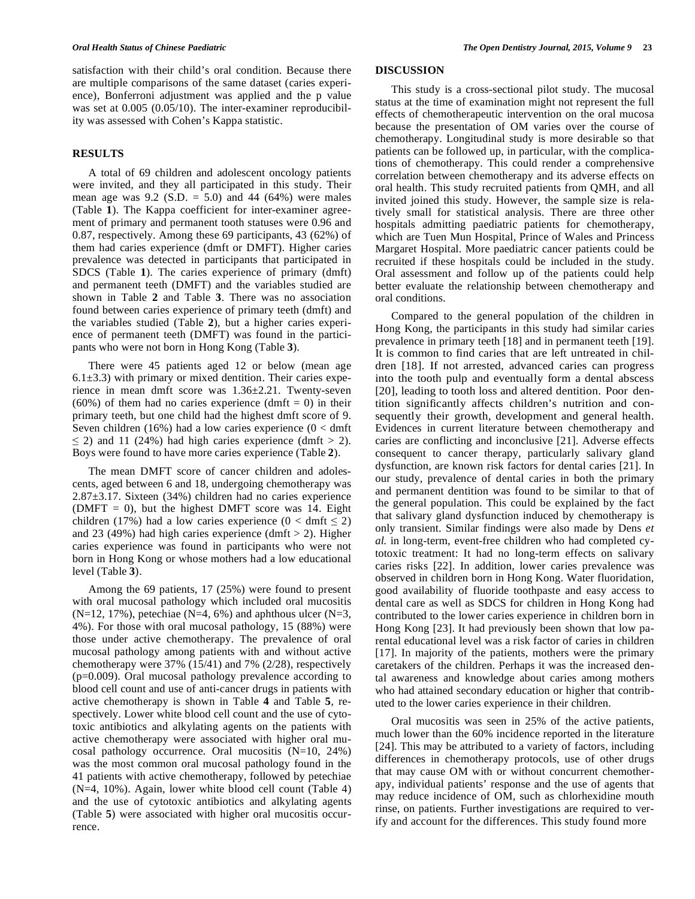satisfaction with their child's oral condition. Because there are multiple comparisons of the same dataset (caries experience), Bonferroni adjustment was applied and the p value was set at 0.005 (0.05/10). The inter-examiner reproducibility was assessed with Cohen's Kappa statistic.

## RESULTS

A total of 69 children and adolescent oncology patients were invited, and they all participated in this study. Their mean age was 9.2 (S.D. = 5.0) and 44 (64%) were males (Table **1**). The Kappa coefficient for inter-examiner agreement of primary and permanent tooth statuses were 0.96 and 0.87, respectively. Among these 69 participants, 43 (62%) of them had caries experience (dmft or DMFT). Higher caries prevalence was detected in participants that participated in SDCS (Table **1**). The caries experience of primary (dmft) and permanent teeth (DMFT) and the variables studied are shown in Table **2** and Table **3**. There was no association found between caries experience of primary teeth (dmft) and the variables studied (Table **2**), but a higher caries experience of permanent teeth (DMFT) was found in the participants who were not born in Hong Kong (Table **3**).

There were 45 patients aged 12 or below (mean age 6.1±3.3) with primary or mixed dentition. Their caries experience in mean dmft score was 1.36±2.21. Twenty-seven (60%) of them had no caries experience (dmft = 0) in their primary teeth, but one child had the highest dmft score of 9. Seven children (16%) had a low caries experience ($0 < \text{dmft} \leq 2$) and 11 (24%) had high caries experience ($\text{dmft} > 2$). Boys were found to have more caries experience (Table **2**).

The mean DMFT score of cancer children and adolescents, aged between 6 and 18, undergoing chemotherapy was 2.87±3.17. Sixteen (34%) children had no caries experience (DMFT = 0), but the highest DMFT score was 14. Eight children (17%) had a low caries experience ($0 < \text{dmft} \leq 2$) and 23 (49%) had high caries experience ($\text{dmft} > 2$). Higher caries experience was found in participants who were not born in Hong Kong or whose mothers had a low educational level (Table **3**).

Among the 69 patients, 17 (25%) were found to present with oral mucosal pathology which included oral mucositis (N=12, 17%), petechiae (N=4, 6%) and aphthous ulcer (N=3, 4%). For those with oral mucosal pathology, 15 (88%) were those under active chemotherapy. The prevalence of oral mucosal pathology among patients with and without active chemotherapy were 37% (15/41) and 7% (2/28), respectively (p=0.009). Oral mucosal pathology prevalence according to blood cell count and use of anti-cancer drugs in patients with active chemotherapy is shown in Table **4** and Table **5**, respectively. Lower white blood cell count and the use of cytotoxic antibiotics and alkylating agents on the patients with active chemotherapy were associated with higher oral mucosal pathology occurrence. Oral mucositis (N=10, 24%) was the most common oral mucosal pathology found in the 41 patients with active chemotherapy, followed by petechiae (N=4, 10%). Again, lower white blood cell count (Table 4) and the use of cytotoxic antibiotics and alkylating agents (Table **5**) were associated with higher oral mucositis occurrence.

## DISCUSSION

This study is a cross-sectional pilot study. The mucosal status at the time of examination might not represent the full effects of chemotherapeutic intervention on the oral mucosa because the presentation of OM varies over the course of chemotherapy. Longitudinal study is more desirable so that patients can be followed up, in particular, with the complications of chemotherapy. This could render a comprehensive correlation between chemotherapy and its adverse effects on oral health. This study recruited patients from QMH, and all invited joined this study. However, the sample size is relatively small for statistical analysis. There are three other hospitals admitting paediatric patients for chemotherapy, which are Tuen Mun Hospital, Prince of Wales and Princess Margaret Hospital. More paediatric cancer patients could be recruited if these hospitals could be included in the study. Oral assessment and follow up of the patients could help better evaluate the relationship between chemotherapy and oral conditions.

Compared to the general population of the children in Hong Kong, the participants in this study had similar caries prevalence in primary teeth [18] and in permanent teeth [19]. It is common to find caries that are left untreated in children [18]. If not arrested, advanced caries can progress into the tooth pulp and eventually form a dental abscess [20], leading to tooth loss and altered dentition. Poor dentition significantly affects children's nutrition and consequently their growth, development and general health. Evidences in current literature between chemotherapy and caries are conflicting and inconclusive [21]. Adverse effects consequent to cancer therapy, particularly salivary gland dysfunction, are known risk factors for dental caries [21]. In our study, prevalence of dental caries in both the primary and permanent dentition was found to be similar to that of the general population. This could be explained by the fact that salivary gland dysfunction induced by chemotherapy is only transient. Similar findings were also made by Dens *et al.* in long-term, event-free children who had completed cytotoxic treatment: It had no long-term effects on salivary caries risks [22]. In addition, lower caries prevalence was observed in children born in Hong Kong. Water fluoridation, good availability of fluoride toothpaste and easy access to dental care as well as SDCS for children in Hong Kong had contributed to the lower caries experience in children born in Hong Kong [23]. It had previously been shown that low parental educational level was a risk factor of caries in children [17]. In majority of the patients, mothers were the primary caretakers of the children. Perhaps it was the increased dental awareness and knowledge about caries among mothers who had attained secondary education or higher that contributed to the lower caries experience in their children.

Oral mucositis was seen in 25% of the active patients, much lower than the 60% incidence reported in the literature [24]. This may be attributed to a variety of factors, including differences in chemotherapy protocols, use of other drugs that may cause OM with or without concurrent chemotherapy, individual patients' response and the use of agents that may reduce incidence of OM, such as chlorhexidine mouth rinse, on patients. Further investigations are required to verify and account for the differences. This study found more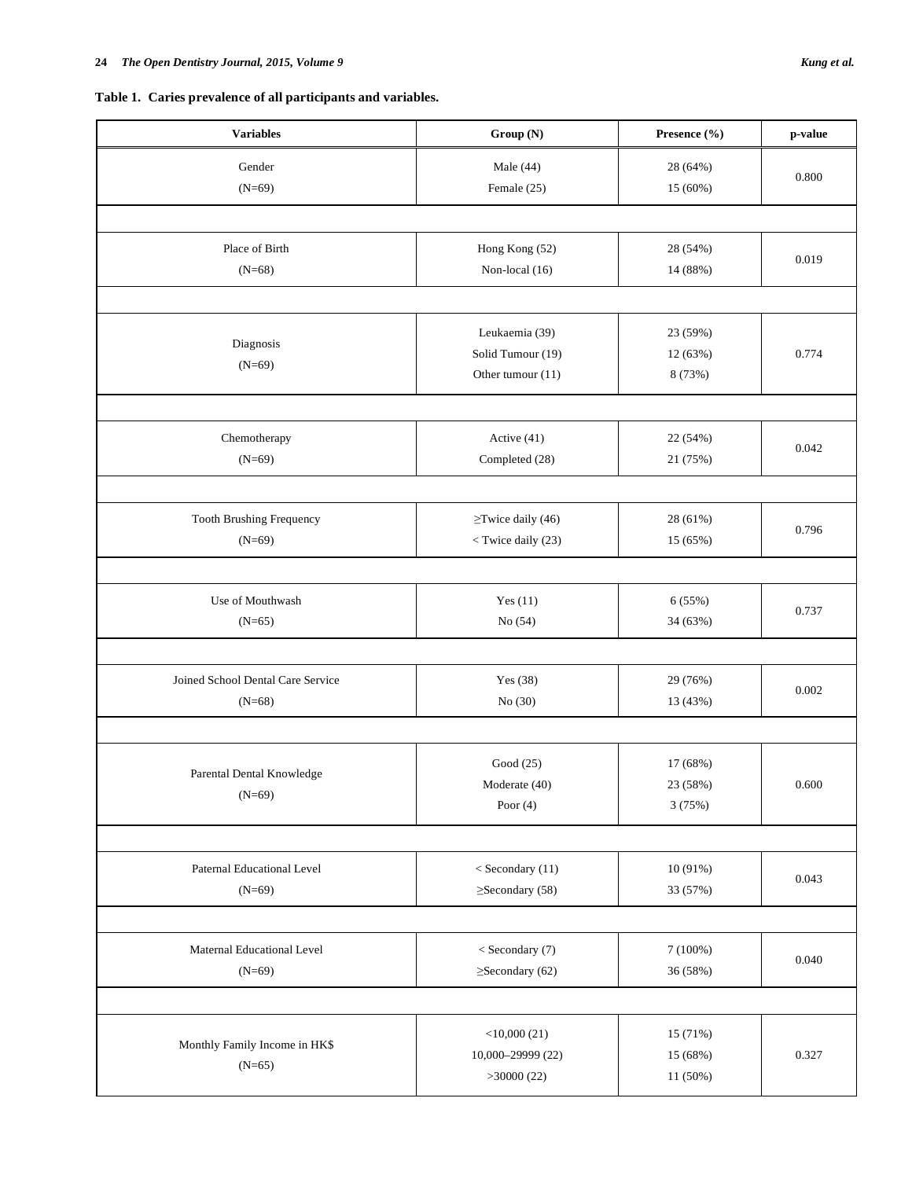**Table 1. Caries prevalence of all participants and variables.**

| Variables | Group (N) | Presence (%) | p-value |
|---|---|---|---|
| Gender (N=69) | Male (44)<br>Female (25) | 28 (64%)<br>15 (60%) | 0.800 |
| Place of Birth (N=68) | Hong Kong (52)<br>Non-local (16) | 28 (54%)<br>14 (88%) | 0.019 |
| Diagnosis (N=69) | Leukaemia (39)<br>Solid Tumour (19)<br>Other tumour (11) | 23 (59%)<br>12 (63%)<br>8 (73%) | 0.774 |
| Chemotherapy (N=69) | Active (41)<br>Completed (28) | 22 (54%)<br>21 (75%) | 0.042 |
| Tooth Brushing Frequency (N=69) | ≥Twice daily (46)<br>< Twice daily (23) | 28 (61%)<br>15 (65%) | 0.796 |
| Use of Mouthwash (N=65) | Yes (11)<br>No (54) | 6 (55%)<br>34 (63%) | 0.737 |
| Joined School Dental Care Service (N=68) | Yes (38)<br>No (30) | 29 (76%)<br>13 (43%) | 0.002 |
| Parental Dental Knowledge (N=69) | Good (25)<br>Moderate (40)<br>Poor (4) | 17 (68%)<br>23 (58%)<br>3 (75%) | 0.600 |
| Paternal Educational Level (N=69) | < Secondary (11)<br>≥Secondary (58) | 10 (91%)<br>33 (57%) | 0.043 |
| Maternal Educational Level (N=69) | < Secondary (7)<br>≥Secondary (62) | 7 (100%)<br>36 (58%) | 0.040 |
| Monthly Family Income in HK$ (N=65) | <10,000 (21)<br>10,000–29999 (22)<br>>30000 (22) | 15 (71%)<br>15 (68%)<br>11 (50%) | 0.327 |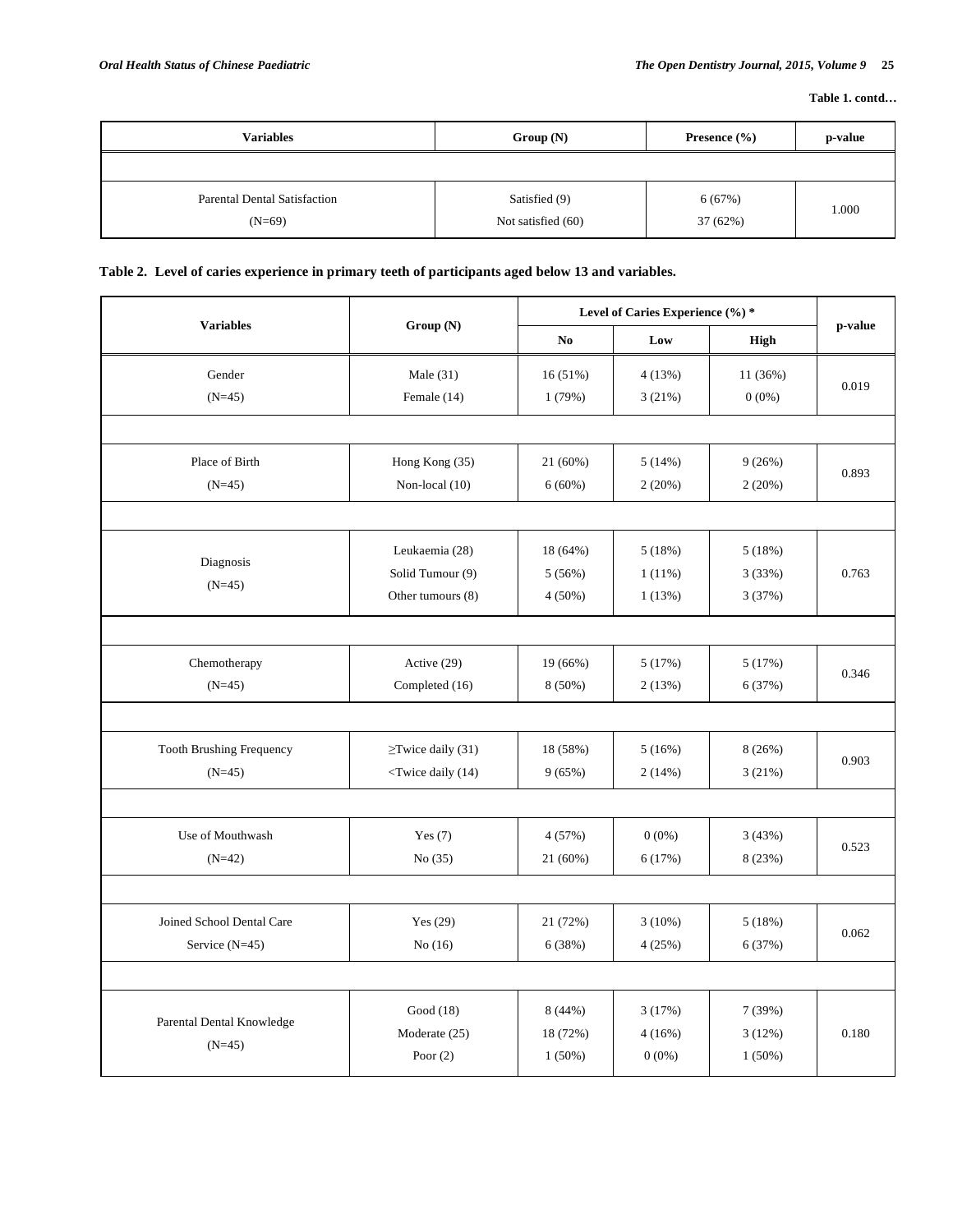**Table 1. contd…**

| Variables | Group (N) | Presence (%) | p-value |
|---|---|---|---|
| Parental Dental Satisfaction (N=69) | Satisfied (9)<br>Not satisfied (60) | 6 (67%)<br>37 (62%) | 1.000 |

**Table 2. Level of caries experience in primary teeth of participants aged below 13 and variables.**

| Variables | Group (N) | Level of Caries Experience (%) * | | | p-value |
|---|---|---|---|---|---|
| | | No | Low | High | |
| Gender (N=45) | Male (31)<br>Female (14) | 16 (51%)<br>1 (79%) | 4 (13%)<br>3 (21%) | 11 (36%)<br>0 (0%) | 0.019 |
| Place of Birth (N=45) | Hong Kong (35)<br>Non-local (10) | 21 (60%)<br>6 (60%) | 5 (14%)<br>2 (20%) | 9 (26%)<br>2 (20%) | 0.893 |
| Diagnosis (N=45) | Leukaemia (28)<br>Solid Tumour (9)<br>Other tumours (8) | 18 (64%)<br>5 (56%)<br>4 (50%) | 5 (18%)<br>1 (11%)<br>1 (13%) | 5 (18%)<br>3 (33%)<br>3 (37%) | 0.763 |
| Chemotherapy (N=45) | Active (29)<br>Completed (16) | 19 (66%)<br>8 (50%) | 5 (17%)<br>2 (13%) | 5 (17%)<br>6 (37%) | 0.346 |
| Tooth Brushing Frequency (N=45) | ≥Twice daily (31)<br><Twice daily (14) | 18 (58%)<br>9 (65%) | 5 (16%)<br>2 (14%) | 8 (26%)<br>3 (21%) | 0.903 |
| Use of Mouthwash (N=42) | Yes (7)<br>No (35) | 4 (57%)<br>21 (60%) | 0 (0%)<br>6 (17%) | 3 (43%)<br>8 (23%) | 0.523 |
| Joined School Dental Care Service (N=45) | Yes (29)<br>No (16) | 21 (72%)<br>6 (38%) | 3 (10%)<br>4 (25%) | 5 (18%)<br>6 (37%) | 0.062 |
| Parental Dental Knowledge (N=45) | Good (18)<br>Moderate (25)<br>Poor (2) | 8 (44%)<br>18 (72%)<br>1 (50%) | 3 (17%)<br>4 (16%)<br>0 (0%) | 7 (39%)<br>3 (12%)<br>1 (50%) | 0.180 |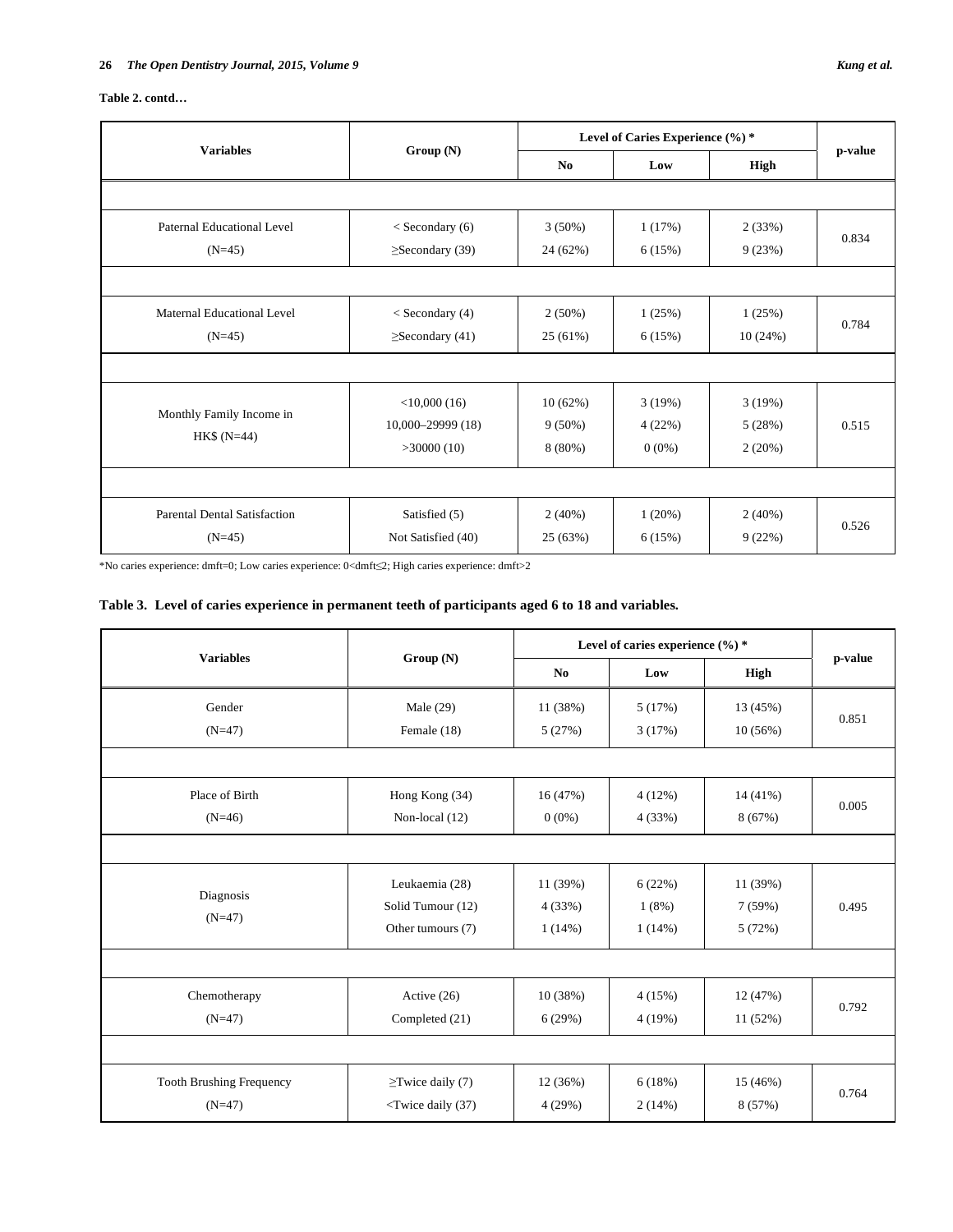**Table 2. contd…**

| Variables | Group (N) | Level of Caries Experience (%) * | | | p-value |
|---|---|---|---|---|---|
| | | No | Low | High | |
| Paternal Educational Level (N=45) | < Secondary (6)<br>≥Secondary (39) | 3 (50%)<br>24 (62%) | 1 (17%)<br>6 (15%) | 2 (33%)<br>9 (23%) | 0.834 |
| Maternal Educational Level (N=45) | < Secondary (4)<br>≥Secondary (41) | 2 (50%)<br>25 (61%) | 1 (25%)<br>6 (15%) | 1 (25%)<br>10 (24%) | 0.784 |
| Monthly Family Income in HK$ (N=44) | <10,000 (16)<br>10,000–29999 (18)<br>>30000 (10) | 10 (62%)<br>9 (50%)<br>8 (80%) | 3 (19%)<br>4 (22%)<br>0 (0%) | 3 (19%)<br>5 (28%)<br>2 (20%) | 0.515 |
| Parental Dental Satisfaction (N=45) | Satisfied (5)<br>Not Satisfied (40) | 2 (40%)<br>25 (63%) | 1 (20%)<br>6 (15%) | 2 (40%)<br>9 (22%) | 0.526 |

*No caries experience: dmft=0; Low caries experience: 0<dmft≤2; High caries experience: dmft>2

**Table 3. Level of caries experience in permanent teeth of participants aged 6 to 18 and variables.**

| Variables | Group (N) | Level of caries experience (%) * | | | p-value |
|---|---|---|---|---|---|
| | | No | Low | High | |
| Gender (N=47) | Male (29)<br>Female (18) | 11 (38%)<br>5 (27%) | 5 (17%)<br>3 (17%) | 13 (45%)<br>10 (56%) | 0.851 |
| Place of Birth (N=46) | Hong Kong (34)<br>Non-local (12) | 16 (47%)<br>0 (0%) | 4 (12%)<br>4 (33%) | 14 (41%)<br>8 (67%) | 0.005 |
| Diagnosis (N=47) | Leukaemia (28)<br>Solid Tumour (12)<br>Other tumours (7) | 11 (39%)<br>4 (33%)<br>1 (14%) | 6 (22%)<br>1 (8%)<br>1 (14%) | 11 (39%)<br>7 (59%)<br>5 (72%) | 0.495 |
| Chemotherapy (N=47) | Active (26)<br>Completed (21) | 10 (38%)<br>6 (29%) | 4 (15%)<br>4 (19%) | 12 (47%)<br>11 (52%) | 0.792 |
| Tooth Brushing Frequency (N=47) | ≥Twice daily (7)<br><Twice daily (37) | 12 (36%)<br>4 (29%) | 6 (18%)<br>2 (14%) | 15 (46%)<br>8 (57%) | 0.764 |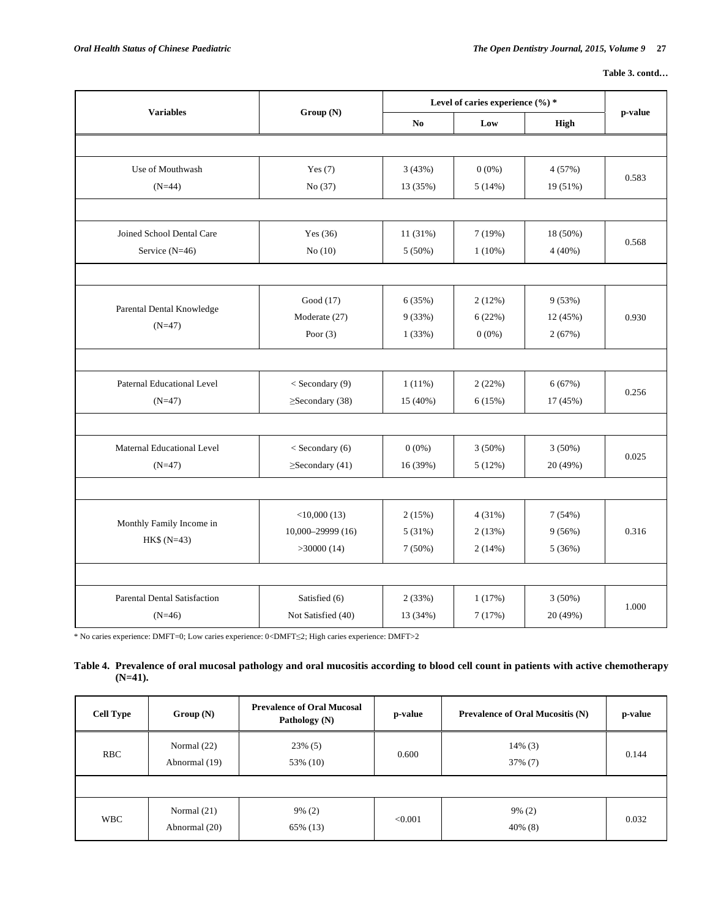**Table 3. contd…**

| Variables | Group (N) | Level of caries experience (%) * | | | p-value |
|---|---|---|---|---|---|
| | | No | Low | High | |
| Use of Mouthwash (N=44) | Yes (7)<br>No (37) | 3 (43%)<br>13 (35%) | 0 (0%)<br>5 (14%) | 4 (57%)<br>19 (51%) | 0.583 |
| Joined School Dental Care Service (N=46) | Yes (36)<br>No (10) | 11 (31%)<br>5 (50%) | 7 (19%)<br>1 (10%) | 18 (50%)<br>4 (40%) | 0.568 |
| Parental Dental Knowledge (N=47) | Good (17)<br>Moderate (27)<br>Poor (3) | 6 (35%)<br>9 (33%)<br>1 (33%) | 2 (12%)<br>6 (22%)<br>0 (0%) | 9 (53%)<br>12 (45%)<br>2 (67%) | 0.930 |
| Paternal Educational Level (N=47) | < Secondary (9)<br>≥Secondary (38) | 1 (11%)<br>15 (40%) | 2 (22%)<br>6 (15%) | 6 (67%)<br>17 (45%) | 0.256 |
| Maternal Educational Level (N=47) | < Secondary (6)<br>≥Secondary (41) | 0 (0%)<br>16 (39%) | 3 (50%)<br>5 (12%) | 3 (50%)<br>20 (49%) | 0.025 |
| Monthly Family Income in HK$ (N=43) | <10,000 (13)<br>10,000–29999 (16)<br>>30000 (14) | 2 (15%)<br>5 (31%)<br>7 (50%) | 4 (31%)<br>2 (13%)<br>2 (14%) | 7 (54%)<br>9 (56%)<br>5 (36%) | 0.316 |
| Parental Dental Satisfaction (N=46) | Satisfied (6)<br>Not Satisfied (40) | 2 (33%)<br>13 (34%) | 1 (17%)<br>7 (17%) | 3 (50%)<br>20 (49%) | 1.000 |

* No caries experience: DMFT=0; Low caries experience: 0<DMFT≤2; High caries experience: DMFT>2

**Table 4. Prevalence of oral mucosal pathology and oral mucositis according to blood cell count in patients with active chemotherapy (N=41).**

| Cell Type | Group (N) | Prevalence of Oral Mucosal Pathology (N) | p-value | Prevalence of Oral Mucositis (N) | p-value |
|---|---|---|---|---|---|
| RBC | Normal (22)<br>Abnormal (19) | 23% (5)<br>53% (10) | 0.600 | 14% (3)<br>37% (7) | 0.144 |
| WBC | Normal (21)<br>Abnormal (20) | 9% (2)<br>65% (13) | <0.001 | 9% (2)<br>40% (8) | 0.032 |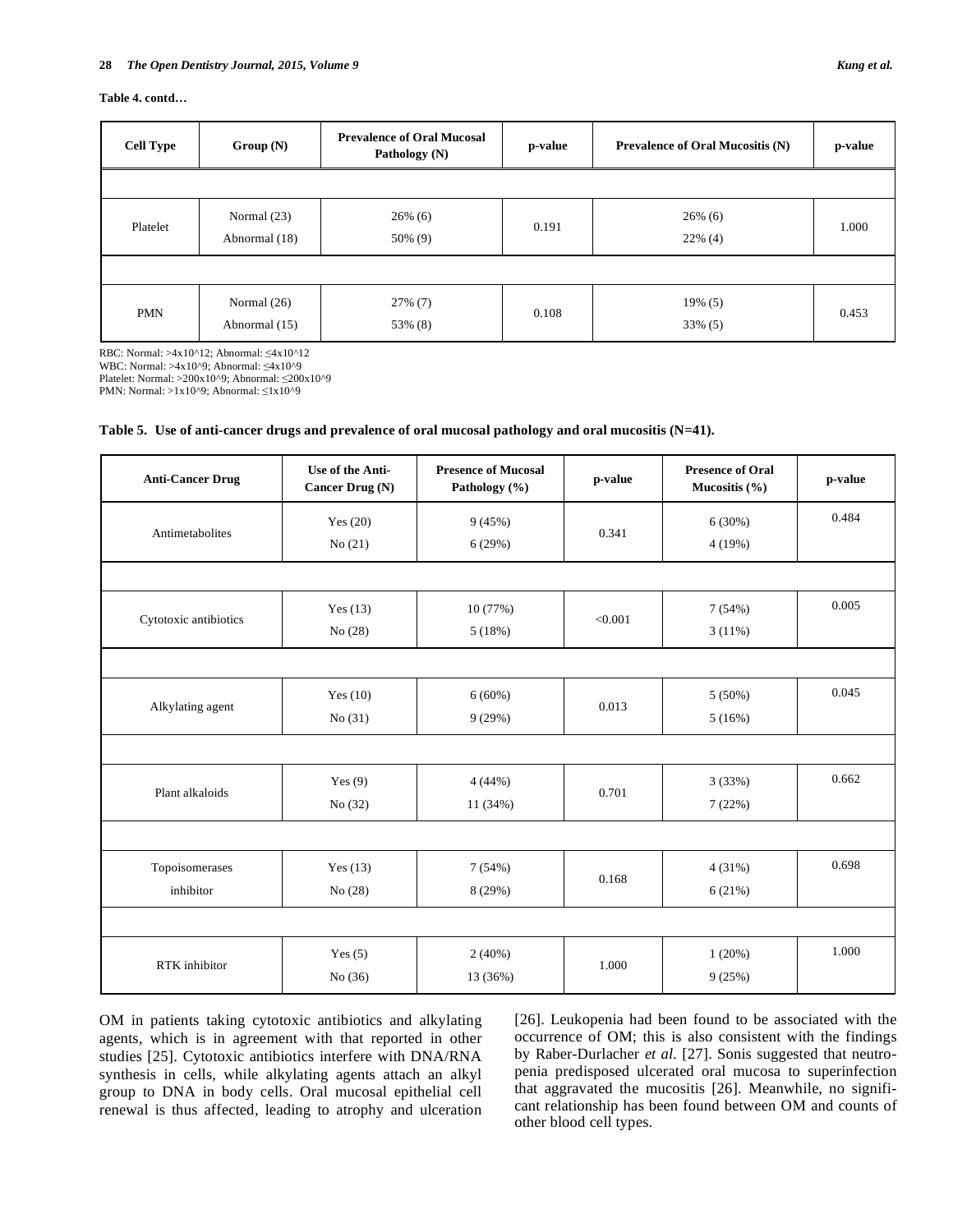**Table 4. contd…**

| Cell Type | Group (N) | Prevalence of Oral Mucosal Pathology (N) | p-value | Prevalence of Oral Mucositis (N) | p-value |
|---|---|---|---|---|---|
| Platelet | Normal (23)<br>Abnormal (18) | 26% (6)<br>50% (9) | 0.191 | 26% (6)<br>22% (4) | 1.000 |
| PMN | Normal (26)<br>Abnormal (15) | 27% (7)<br>53% (8) | 0.108 | 19% (5)<br>33% (5) | 0.453 |

RBC: Normal: >4x10^12; Abnormal: ≤4x10^12
WBC: Normal: >4x10^9; Abnormal: ≤4x10^9
Platelet: Normal: >200x10^9; Abnormal: ≤200x10^9
PMN: Normal: >1x10^9; Abnormal: ≤1x10^9

**Table 5. Use of anti-cancer drugs and prevalence of oral mucosal pathology and oral mucositis (N=41).**

| Anti-Cancer Drug | Use of the Anti-Cancer Drug (N) | Presence of Mucosal Pathology (%) | p-value | Presence of Oral Mucositis (%) | p-value |
|---|---|---|---|---|---|
| Antimetabolites | Yes (20)<br>No (21) | 9 (45%)<br>6 (29%) | 0.341 | 6 (30%)<br>4 (19%) | 0.484 |
| Cytotoxic antibiotics | Yes (13)<br>No (28) | 10 (77%)<br>5 (18%) | <0.001 | 7 (54%)<br>3 (11%) | 0.005 |
| Alkylating agent | Yes (10)<br>No (31) | 6 (60%)<br>9 (29%) | 0.013 | 5 (50%)<br>5 (16%) | 0.045 |
| Plant alkaloids | Yes (9)<br>No (32) | 4 (44%)<br>11 (34%) | 0.701 | 3 (33%)<br>7 (22%) | 0.662 |
| Topoisomerases inhibitor | Yes (13)<br>No (28) | 7 (54%)<br>8 (29%) | 0.168 | 4 (31%)<br>6 (21%) | 0.698 |
| RTK inhibitor | Yes (5)<br>No (36) | 2 (40%)<br>13 (36%) | 1.000 | 1 (20%)<br>9 (25%) | 1.000 |

OM in patients taking cytotoxic antibiotics and alkylating agents, which is in agreement with that reported in other studies [25]. Cytotoxic antibiotics interfere with DNA/RNA synthesis in cells, while alkylating agents attach an alkyl group to DNA in body cells. Oral mucosal epithelial cell renewal is thus affected, leading to atrophy and ulceration [26]. Leukopenia had been found to be associated with the occurrence of OM; this is also consistent with the findings by Raber-Durlacher *et al*. [27]. Sonis suggested that neutropenia predisposed ulcerated oral mucosa to superinfection that aggravated the mucositis [26]. Meanwhile, no significant relationship has been found between OM and counts of other blood cell types.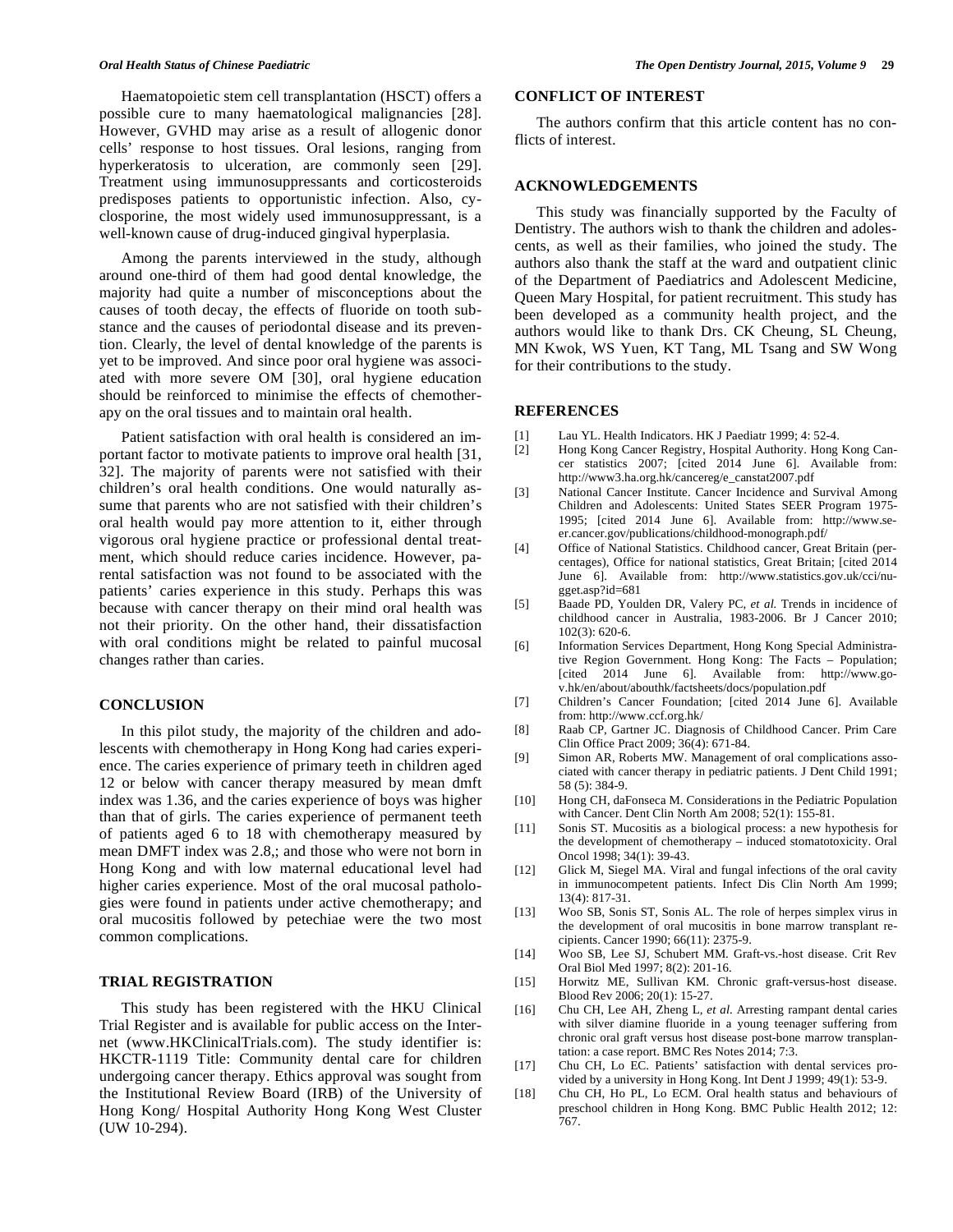Haematopoietic stem cell transplantation (HSCT) offers a possible cure to many haematological malignancies [28]. However, GVHD may arise as a result of allogenic donor cells' response to host tissues. Oral lesions, ranging from hyperkeratosis to ulceration, are commonly seen [29]. Treatment using immunosuppressants and corticosteroids predisposes patients to opportunistic infection. Also, cyclosporine, the most widely used immunosuppressant, is a well-known cause of drug-induced gingival hyperplasia.

Among the parents interviewed in the study, although around one-third of them had good dental knowledge, the majority had quite a number of misconceptions about the causes of tooth decay, the effects of fluoride on tooth substance and the causes of periodontal disease and its prevention. Clearly, the level of dental knowledge of the parents is yet to be improved. And since poor oral hygiene was associated with more severe OM [30], oral hygiene education should be reinforced to minimise the effects of chemotherapy on the oral tissues and to maintain oral health.

Patient satisfaction with oral health is considered an important factor to motivate patients to improve oral health [31, 32]. The majority of parents were not satisfied with their children's oral health conditions. One would naturally assume that parents who are not satisfied with their children's oral health would pay more attention to it, either through vigorous oral hygiene practice or professional dental treatment, which should reduce caries incidence. However, parental satisfaction was not found to be associated with the patients' caries experience in this study. Perhaps this was because with cancer therapy on their mind oral health was not their priority. On the other hand, their dissatisfaction with oral conditions might be related to painful mucosal changes rather than caries.

## CONCLUSION

In this pilot study, the majority of the children and adolescents with chemotherapy in Hong Kong had caries experience. The caries experience of primary teeth in children aged 12 or below with cancer therapy measured by mean dmft index was 1.36, and the caries experience of boys was higher than that of girls. The caries experience of permanent teeth of patients aged 6 to 18 with chemotherapy measured by mean DMFT index was 2.8,; and those who were not born in Hong Kong and with low maternal educational level had higher caries experience. Most of the oral mucosal pathologies were found in patients under active chemotherapy; and oral mucositis followed by petechiae were the two most common complications.

## TRIAL REGISTRATION

This study has been registered with the HKU Clinical Trial Register and is available for public access on the Internet (www.HKClinicalTrials.com). The study identifier is: HKCTR-1119 Title: Community dental care for children undergoing cancer therapy. Ethics approval was sought from the Institutional Review Board (IRB) of the University of Hong Kong/ Hospital Authority Hong Kong West Cluster (UW 10-294).

## CONFLICT OF INTEREST

The authors confirm that this article content has no conflicts of interest.

## ACKNOWLEDGEMENTS

This study was financially supported by the Faculty of Dentistry. The authors wish to thank the children and adolescents, as well as their families, who joined the study. The authors also thank the staff at the ward and outpatient clinic of the Department of Paediatrics and Adolescent Medicine, Queen Mary Hospital, for patient recruitment. This study has been developed as a community health project, and the authors would like to thank Drs. CK Cheung, SL Cheung, MN Kwok, WS Yuen, KT Tang, ML Tsang and SW Wong for their contributions to the study.

## REFERENCES

[1] Lau YL. Health Indicators. HK J Paediatr 1999; 4: 52-4.

[2] Hong Kong Cancer Registry, Hospital Authority. Hong Kong Cancer statistics 2007; [cited 2014 June 6]. Available from: http://www3.ha.org.hk/cancereg/e_canstat2007.pdf

[3] National Cancer Institute. Cancer Incidence and Survival Among Children and Adolescents: United States SEER Program 1975-1995; [cited 2014 June 6]. Available from: http://www.seer.cancer.gov/publications/childhood-monograph.pdf/

[4] Office of National Statistics. Childhood cancer, Great Britain (percentages), Office for national statistics, Great Britain; [cited 2014 June 6]. Available from: http://www.statistics.gov.uk/cci/nugget.asp?id=681

[5] Baade PD, Youlden DR, Valery PC, *et al.* Trends in incidence of childhood cancer in Australia, 1983-2006. Br J Cancer 2010; 102(3): 620-6.

[6] Information Services Department, Hong Kong Special Administrative Region Government. Hong Kong: The Facts – Population; [cited 2014 June 6]. Available from: http://www.gov.hk/en/about/abouthk/factsheets/docs/population.pdf

[7] Children's Cancer Foundation; [cited 2014 June 6]. Available from: http://www.ccf.org.hk/

[8] Raab CP, Gartner JC. Diagnosis of Childhood Cancer. Prim Care Clin Office Pract 2009; 36(4): 671-84.

[9] Simon AR, Roberts MW. Management of oral complications associated with cancer therapy in pediatric patients. J Dent Child 1991; 58 (5): 384-9.

[10] Hong CH, daFonseca M. Considerations in the Pediatric Population with Cancer. Dent Clin North Am 2008; 52(1): 155-81.

[11] Sonis ST. Mucositis as a biological process: a new hypothesis for the development of chemotherapy – induced stomatotoxicity. Oral Oncol 1998; 34(1): 39-43.

[12] Glick M, Siegel MA. Viral and fungal infections of the oral cavity in immunocompetent patients. Infect Dis Clin North Am 1999; 13(4): 817-31.

[13] Woo SB, Sonis ST, Sonis AL. The role of herpes simplex virus in the development of oral mucositis in bone marrow transplant recipients. Cancer 1990; 66(11): 2375-9.

[14] Woo SB, Lee SJ, Schubert MM. Graft-vs.-host disease. Crit Rev Oral Biol Med 1997; 8(2): 201-16.

[15] Horwitz ME, Sullivan KM. Chronic graft-versus-host disease. Blood Rev 2006; 20(1): 15-27.

[16] Chu CH, Lee AH, Zheng L, *et al.* Arresting rampant dental caries with silver diamine fluoride in a young teenager suffering from chronic oral graft versus host disease post-bone marrow transplantation: a case report. BMC Res Notes 2014; 7:3.

[17] Chu CH, Lo EC. Patients' satisfaction with dental services provided by a university in Hong Kong. Int Dent J 1999; 49(1): 53-9.

[18] Chu CH, Ho PL, Lo ECM. Oral health status and behaviours of preschool children in Hong Kong. BMC Public Health 2012; 12: 767.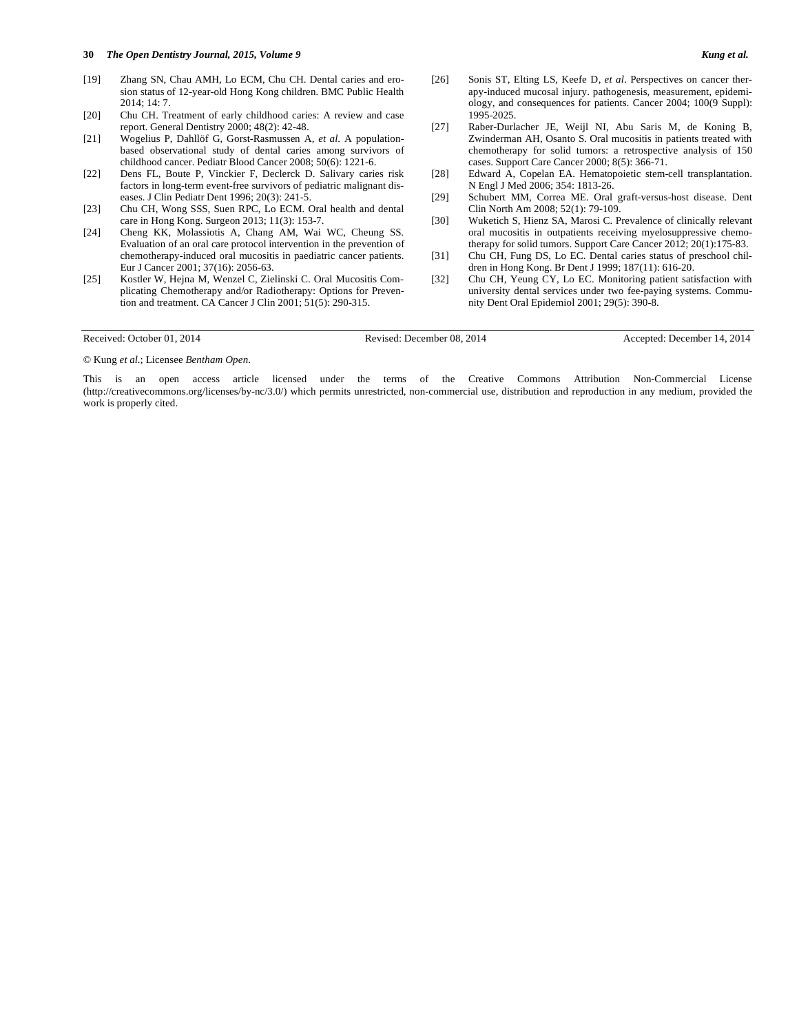[19] Zhang SN, Chau AMH, Lo ECM, Chu CH. Dental caries and erosion status of 12-year-old Hong Kong children. BMC Public Health 2014; 14: 7.

[20] Chu CH. Treatment of early childhood caries: A review and case report. General Dentistry 2000; 48(2): 42-48.

[21] Wogelius P, Dahllöf G, Gorst-Rasmussen A, *et al.* A population-based observational study of dental caries among survivors of childhood cancer. Pediatr Blood Cancer 2008; 50(6): 1221-6.

[22] Dens FL, Boute P, Vinckier F, Declerck D. Salivary caries risk factors in long-term event-free survivors of pediatric malignant diseases. J Clin Pediatr Dent 1996; 20(3): 241-5.

[23] Chu CH, Wong SSS, Suen RPC, Lo ECM. Oral health and dental care in Hong Kong. Surgeon 2013; 11(3): 153-7.

[24] Cheng KK, Molassiotis A, Chang AM, Wai WC, Cheung SS. Evaluation of an oral care protocol intervention in the prevention of chemotherapy-induced oral mucositis in paediatric cancer patients. Eur J Cancer 2001; 37(16): 2056-63.

[25] Kostler W, Hejna M, Wenzel C, Zielinski C. Oral Mucositis Complicating Chemotherapy and/or Radiotherapy: Options for Prevention and treatment. CA Cancer J Clin 2001; 51(5): 290-315.

[26] Sonis ST, Elting LS, Keefe D, *et al*. Perspectives on cancer therapy-induced mucosal injury. pathogenesis, measurement, epidemiology, and consequences for patients. Cancer 2004; 100(9 Suppl): 1995-2025.

[27] Raber-Durlacher JE, Weijl NI, Abu Saris M, de Koning B, Zwinderman AH, Osanto S. Oral mucositis in patients treated with chemotherapy for solid tumors: a retrospective analysis of 150 cases. Support Care Cancer 2000; 8(5): 366-71.

[28] Edward A, Copelan EA. Hematopoietic stem-cell transplantation. N Engl J Med 2006; 354: 1813-26.

[29] Schubert MM, Correa ME. Oral graft-versus-host disease. Dent Clin North Am 2008; 52(1): 79-109.

[30] Wuketich S, Hienz SA, Marosi C. Prevalence of clinically relevant oral mucositis in outpatients receiving myelosuppressive chemotherapy for solid tumors. Support Care Cancer 2012; 20(1):175-83.

[31] Chu CH, Fung DS, Lo EC. Dental caries status of preschool children in Hong Kong. Br Dent J 1999; 187(11): 616-20.

[32] Chu CH, Yeung CY, Lo EC. Monitoring patient satisfaction with university dental services under two fee-paying systems. Community Dent Oral Epidemiol 2001; 29(5): 390-8.

---

Received: October 01, 2014 Revised: December 08, 2014 Accepted: December 14, 2014

© Kung *et al.*; Licensee *Bentham Open*.

This is an open access article licensed under the terms of the Creative Commons Attribution Non-Commercial License (http://creativecommons.org/licenses/by-nc/3.0/) which permits unrestricted, non-commercial use, distribution and reproduction in any medium, provided the work is properly cited.